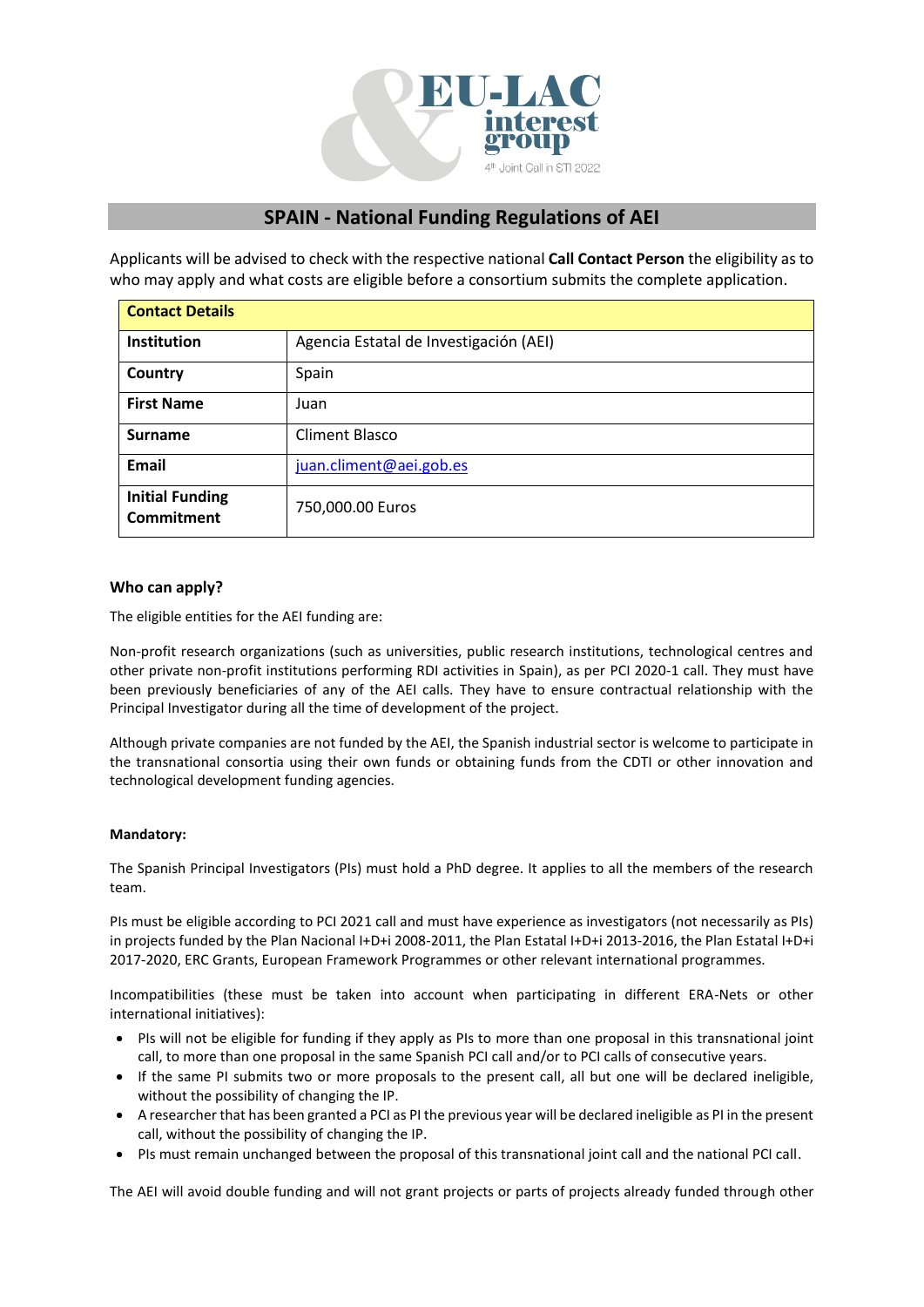## SPAIN - National Funding Regulations of AEI

Applicants will be advised to check with the respective national **Call Contact Person** the eligibility as to who may apply and what costs are eligible before a consortium submits the complete application.

| **Contact Details** | |
|---|---|
| **Institution** | Agencia Estatal de Investigación (AEI) |
| **Country** | Spain |
| **First Name** | Juan |
| **Surname** | Climent Blasco |
| **Email** | juan.climent@aei.gob.es |
| **Initial Funding Commitment** | 750,000.00 Euros |

### Who can apply?

The eligible entities for the AEI funding are:

Non-profit research organizations (such as universities, public research institutions, technological centres and other private non-profit institutions performing RDI activities in Spain), as per PCI 2020-1 call. They must have been previously beneficiaries of any of the AEI calls. They have to ensure contractual relationship with the Principal Investigator during all the time of development of the project.

Although private companies are not funded by the AEI, the Spanish industrial sector is welcome to participate in the transnational consortia using their own funds or obtaining funds from the CDTI or other innovation and technological development funding agencies.

**Mandatory:**

The Spanish Principal Investigators (PIs) must hold a PhD degree. It applies to all the members of the research team.

PIs must be eligible according to PCI 2021 call and must have experience as investigators (not necessarily as PIs) in projects funded by the Plan Nacional I+D+i 2008-2011, the Plan Estatal I+D+i 2013-2016, the Plan Estatal I+D+i 2017-2020, ERC Grants, European Framework Programmes or other relevant international programmes.

Incompatibilities (these must be taken into account when participating in different ERA-Nets or other international initiatives):

- PIs will not be eligible for funding if they apply as PIs to more than one proposal in this transnational joint call, to more than one proposal in the same Spanish PCI call and/or to PCI calls of consecutive years.
- If the same PI submits two or more proposals to the present call, all but one will be declared ineligible, without the possibility of changing the IP.
- A researcher that has been granted a PCI as PI the previous year will be declared ineligible as PI in the present call, without the possibility of changing the IP.
- PIs must remain unchanged between the proposal of this transnational joint call and the national PCI call.

The AEI will avoid double funding and will not grant projects or parts of projects already funded through other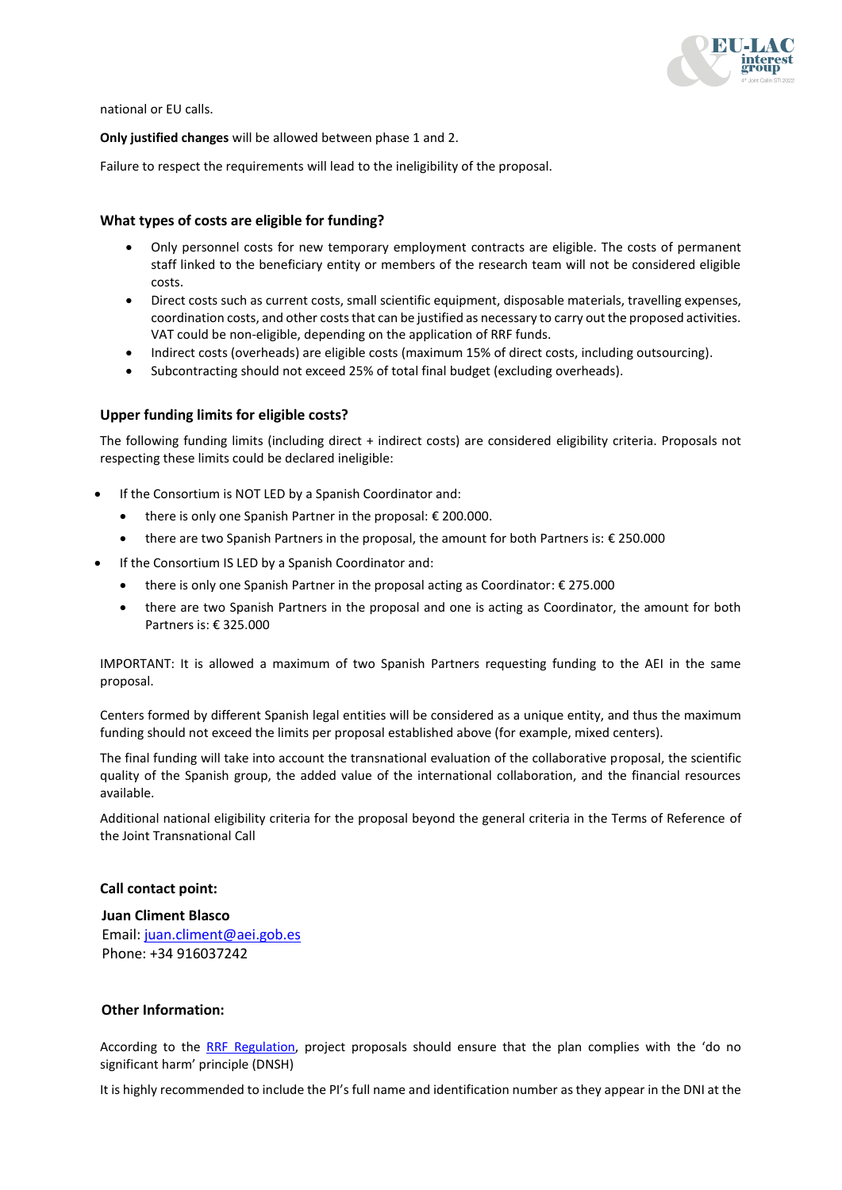national or EU calls.

**Only justified changes** will be allowed between phase 1 and 2.

Failure to respect the requirements will lead to the ineligibility of the proposal.

### What types of costs are eligible for funding?

- Only personnel costs for new temporary employment contracts are eligible. The costs of permanent staff linked to the beneficiary entity or members of the research team will not be considered eligible costs.
- Direct costs such as current costs, small scientific equipment, disposable materials, travelling expenses, coordination costs, and other costs that can be justified as necessary to carry out the proposed activities. VAT could be non-eligible, depending on the application of RRF funds.
- Indirect costs (overheads) are eligible costs (maximum 15% of direct costs, including outsourcing).
- Subcontracting should not exceed 25% of total final budget (excluding overheads).

### Upper funding limits for eligible costs?

The following funding limits (including direct + indirect costs) are considered eligibility criteria. Proposals not respecting these limits could be declared ineligible:

- If the Consortium is NOT LED by a Spanish Coordinator and:
  - there is only one Spanish Partner in the proposal: € 200.000.
  - there are two Spanish Partners in the proposal, the amount for both Partners is: € 250.000
- If the Consortium IS LED by a Spanish Coordinator and:
  - there is only one Spanish Partner in the proposal acting as Coordinator: € 275.000
  - there are two Spanish Partners in the proposal and one is acting as Coordinator, the amount for both Partners is: € 325.000

IMPORTANT: It is allowed a maximum of two Spanish Partners requesting funding to the AEI in the same proposal.

Centers formed by different Spanish legal entities will be considered as a unique entity, and thus the maximum funding should not exceed the limits per proposal established above (for example, mixed centers).

The final funding will take into account the transnational evaluation of the collaborative proposal, the scientific quality of the Spanish group, the added value of the international collaboration, and the financial resources available.

Additional national eligibility criteria for the proposal beyond the general criteria in the Terms of Reference of the Joint Transnational Call

### Call contact point:

**Juan Climent Blasco**
Email: juan.climent@aei.gob.es
Phone: +34 916037242

### Other Information:

According to the RRF Regulation, project proposals should ensure that the plan complies with the 'do no significant harm' principle (DNSH)

It is highly recommended to include the PI's full name and identification number as they appear in the DNI at the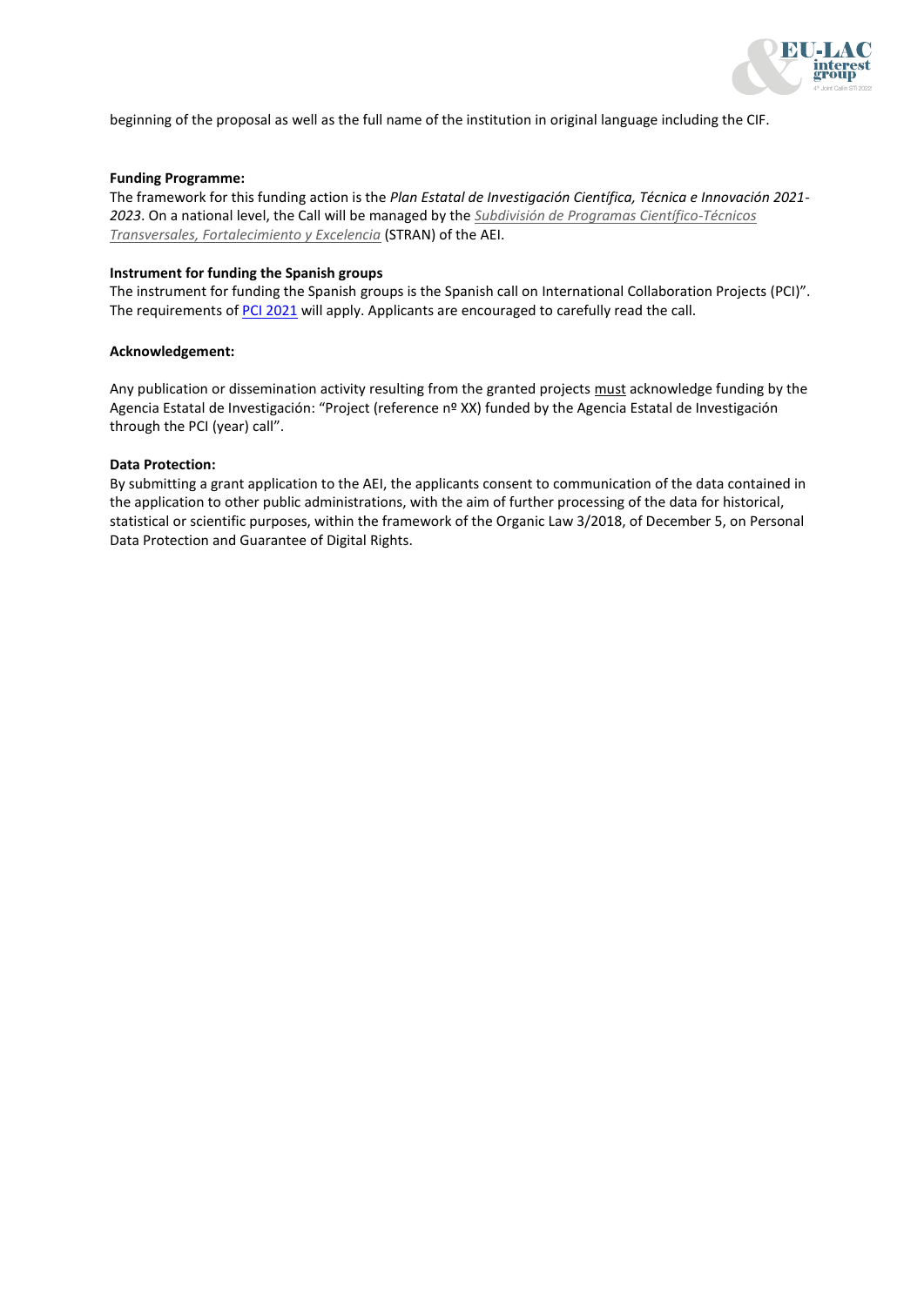beginning of the proposal as well as the full name of the institution in original language including the CIF.

**Funding Programme:**

The framework for this funding action is the *Plan Estatal de Investigación Científica, Técnica e Innovación 2021-2023*. On a national level, the Call will be managed by the *Subdivisión de Programas Científico-Técnicos Transversales, Fortalecimiento y Excelencia* (STRAN) of the AEI.

**Instrument for funding the Spanish groups**

The instrument for funding the Spanish groups is the Spanish call on International Collaboration Projects (PCI)". The requirements of PCI 2021 will apply. Applicants are encouraged to carefully read the call.

**Acknowledgement:**

Any publication or dissemination activity resulting from the granted projects must acknowledge funding by the Agencia Estatal de Investigación: "Project (reference nº XX) funded by the Agencia Estatal de Investigación through the PCI (year) call".

**Data Protection:**

By submitting a grant application to the AEI, the applicants consent to communication of the data contained in the application to other public administrations, with the aim of further processing of the data for historical, statistical or scientific purposes, within the framework of the Organic Law 3/2018, of December 5, on Personal Data Protection and Guarantee of Digital Rights.